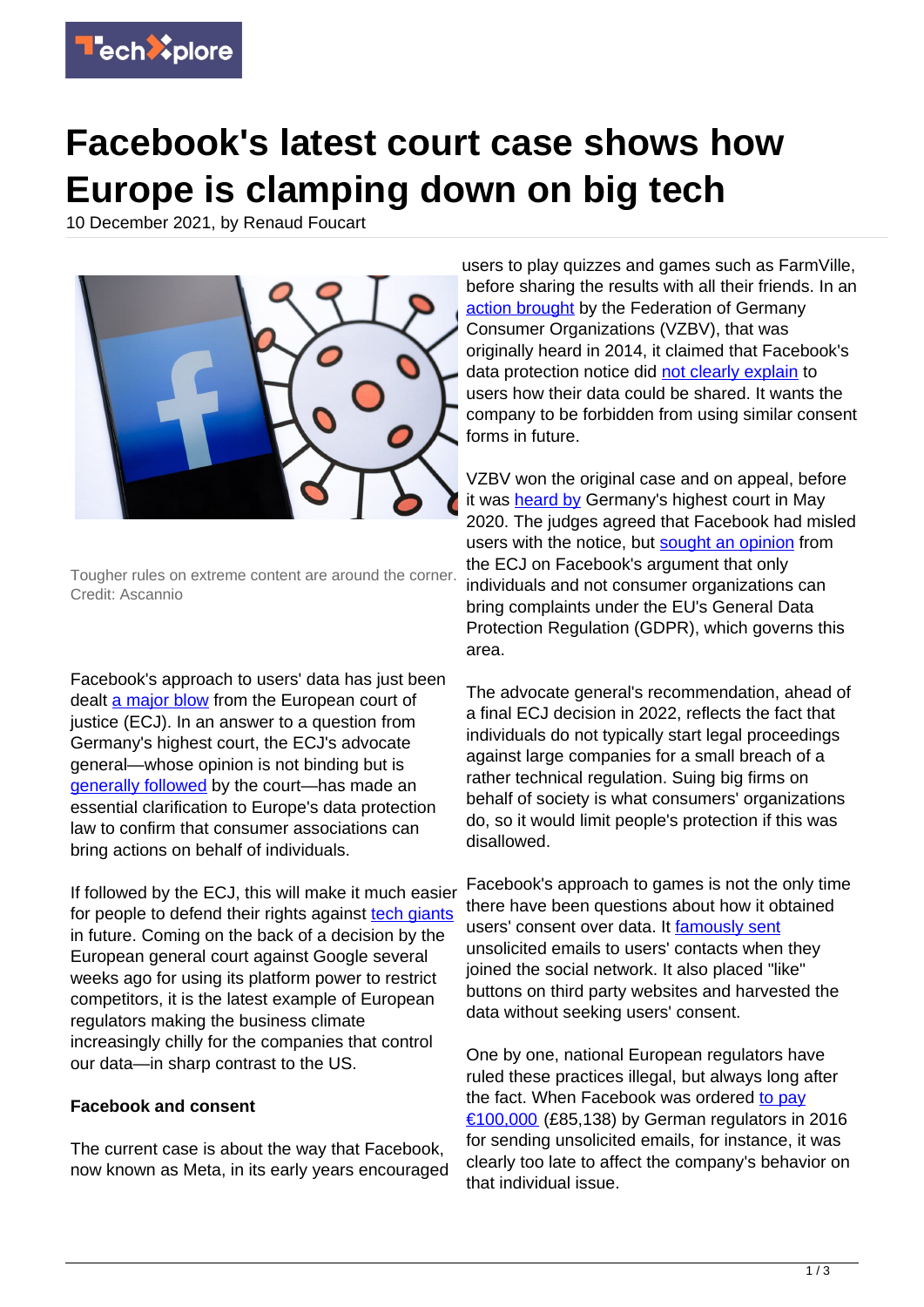# Facebook's latest court case shows how Europe is clamping down on big tech

10 December 2021, by Renaud Foucart

Tougher rules on extreme content are around the corner. Credit: Ascannio

Facebook's approach to users' data has just been dealt a major blow from the European court of justice (ECJ). In an answer to a question from Germany's highest court, the ECJ's advocate general—whose opinion is not binding but is generally followed by the court—has made an essential clarification to Europe's data protection law to confirm that consumer associations can bring actions on behalf of individuals.

If followed by the ECJ, this will make it much easier for people to defend their rights against tech giants in future. Coming on the back of a decision by the European general court against Google several weeks ago for using its platform power to restrict competitors, it is the latest example of European regulators making the business climate increasingly chilly for the companies that control our data—in sharp contrast to the US.

**Facebook and consent**

The current case is about the way that Facebook, now known as Meta, in its early years encouraged users to play quizzes and games such as FarmVille, before sharing the results with all their friends. In an action brought by the Federation of Germany Consumer Organizations (VZBV), that was originally heard in 2014, it claimed that Facebook's data protection notice did not clearly explain to users how their data could be shared. It wants the company to be forbidden from using similar consent forms in future.

VZBV won the original case and on appeal, before it was heard by Germany's highest court in May 2020. The judges agreed that Facebook had misled users with the notice, but sought an opinion from the ECJ on Facebook's argument that only individuals and not consumer organizations can bring complaints under the EU's General Data Protection Regulation (GDPR), which governs this area.

The advocate general's recommendation, ahead of a final ECJ decision in 2022, reflects the fact that individuals do not typically start legal proceedings against large companies for a small breach of a rather technical regulation. Suing big firms on behalf of society is what consumers' organizations do, so it would limit people's protection if this was disallowed.

Facebook's approach to games is not the only time there have been questions about how it obtained users' consent over data. It famously sent unsolicited emails to users' contacts when they joined the social network. It also placed "like" buttons on third party websites and harvested the data without seeking users' consent.

One by one, national European regulators have ruled these practices illegal, but always long after the fact. When Facebook was ordered to pay €100,000 (£85,138) by German regulators in 2016 for sending unsolicited emails, for instance, it was clearly too late to affect the company's behavior on that individual issue.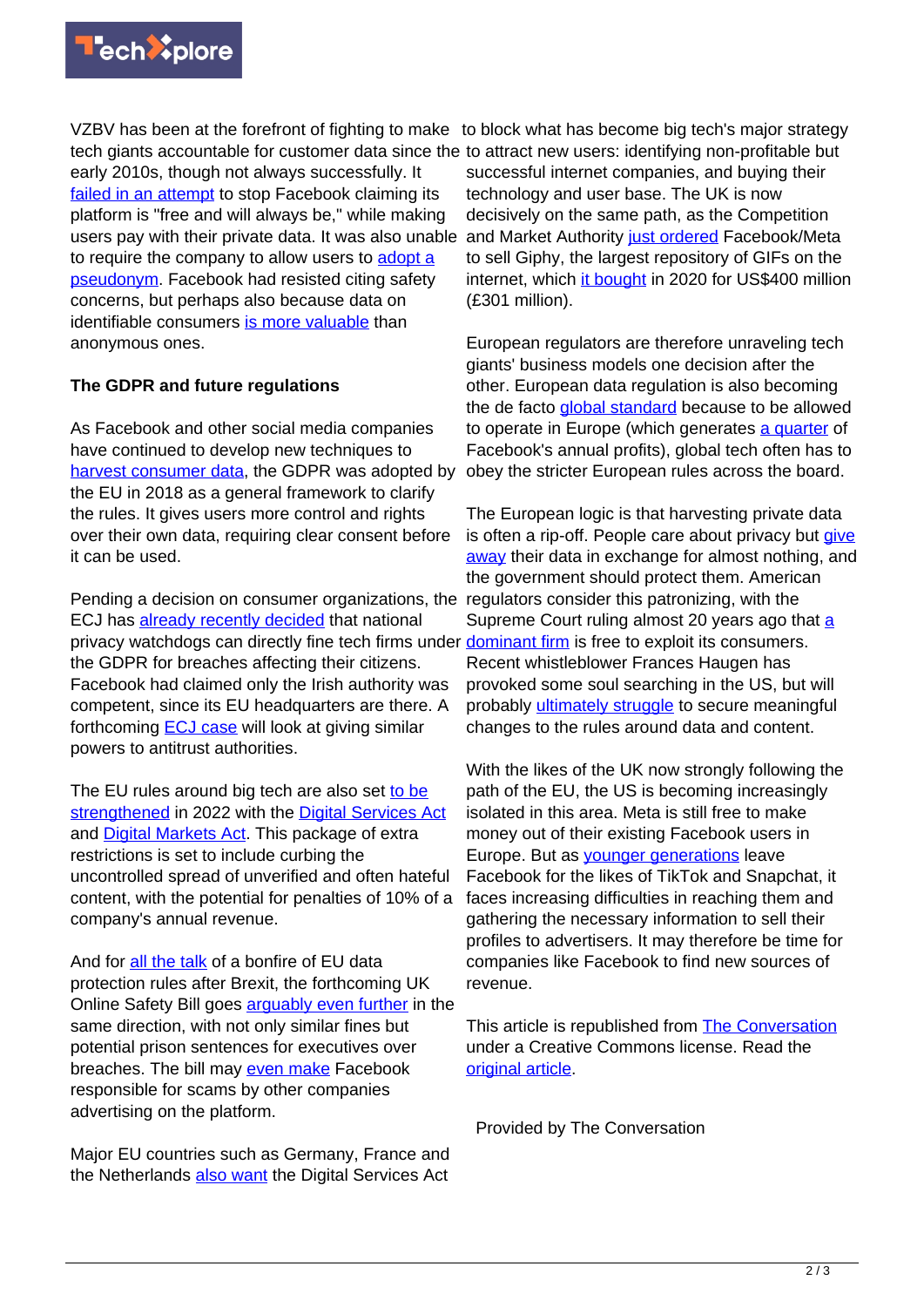VZBV has been at the forefront of fighting to make tech giants accountable for customer data since the early 2010s, though not always successfully. It failed in an attempt to stop Facebook claiming its platform is "free and will always be," while making users pay with their private data. It was also unable to require the company to allow users to adopt a pseudonym. Facebook had resisted citing safety concerns, but perhaps also because data on identifiable consumers is more valuable than anonymous ones.

**The GDPR and future regulations**

As Facebook and other social media companies have continued to develop new techniques to harvest consumer data, the GDPR was adopted by the EU in 2018 as a general framework to clarify the rules. It gives users more control and rights over their own data, requiring clear consent before it can be used.

Pending a decision on consumer organizations, the ECJ has already recently decided that national privacy watchdogs can directly fine tech firms under the GDPR for breaches affecting their citizens. Facebook had claimed only the Irish authority was competent, since its EU headquarters are there. A forthcoming ECJ case will look at giving similar powers to antitrust authorities.

The EU rules around big tech are also set to be strengthened in 2022 with the Digital Services Act and Digital Markets Act. This package of extra restrictions is set to include curbing the uncontrolled spread of unverified and often hateful content, with the potential for penalties of 10% of a company's annual revenue.

And for all the talk of a bonfire of EU data protection rules after Brexit, the forthcoming UK Online Safety Bill goes arguably even further in the same direction, with not only similar fines but potential prison sentences for executives over breaches. The bill may even make Facebook responsible for scams by other companies advertising on the platform.

Major EU countries such as Germany, France and the Netherlands also want the Digital Services Act to block what has become big tech's major strategy to attract new users: identifying non-profitable but successful internet companies, and buying their technology and user base. The UK is now decisively on the same path, as the Competition and Market Authority just ordered Facebook/Meta to sell Giphy, the largest repository of GIFs on the internet, which it bought in 2020 for US$400 million (£301 million).

European regulators are therefore unraveling tech giants' business models one decision after the other. European data regulation is also becoming the de facto global standard because to be allowed to operate in Europe (which generates a quarter of Facebook's annual profits), global tech often has to obey the stricter European rules across the board.

The European logic is that harvesting private data is often a rip-off. People care about privacy but give away their data in exchange for almost nothing, and the government should protect them. American regulators consider this patronizing, with the Supreme Court ruling almost 20 years ago that a dominant firm is free to exploit its consumers. Recent whistleblower Frances Haugen has provoked some soul searching in the US, but will probably ultimately struggle to secure meaningful changes to the rules around data and content.

With the likes of the UK now strongly following the path of the EU, the US is becoming increasingly isolated in this area. Meta is still free to make money out of their existing Facebook users in Europe. But as younger generations leave Facebook for the likes of TikTok and Snapchat, it faces increasing difficulties in reaching them and gathering the necessary information to sell their profiles to advertisers. It may therefore be time for companies like Facebook to find new sources of revenue.

This article is republished from The Conversation under a Creative Commons license. Read the original article.

Provided by The Conversation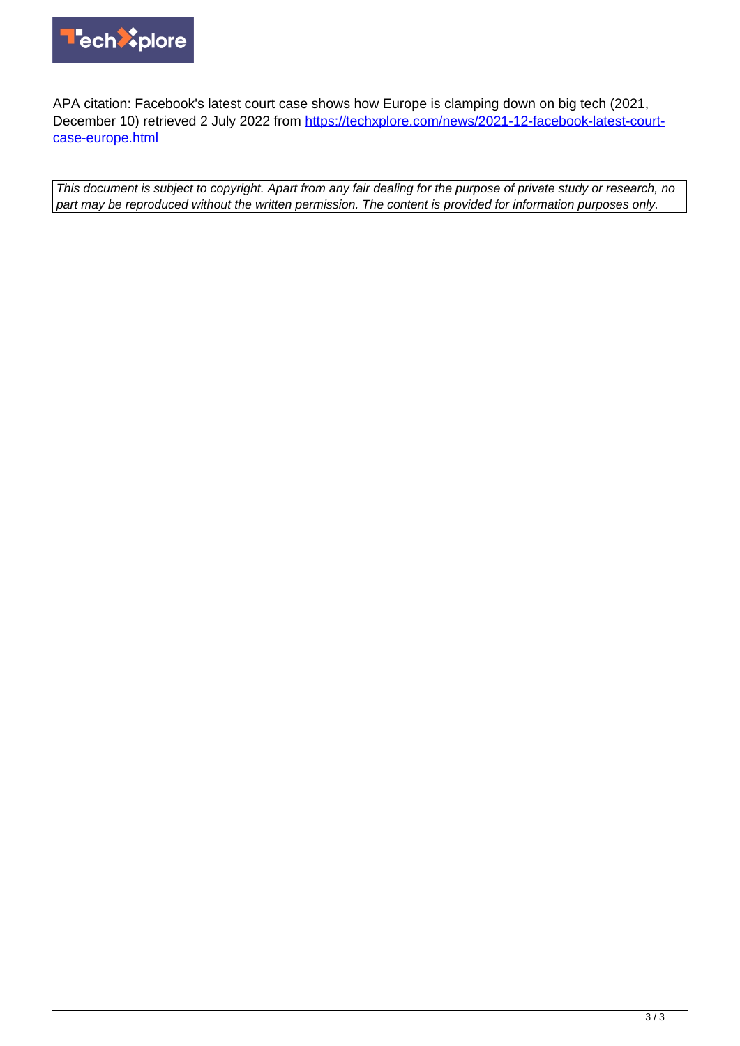APA citation: Facebook's latest court case shows how Europe is clamping down on big tech (2021, December 10) retrieved 2 July 2022 from [https://techxplore.com/news/2021-12-facebook-latest-court-case-europe.html](https://techxplore.com/news/2021-12-facebook-latest-court-case-europe.html)

*This document is subject to copyright. Apart from any fair dealing for the purpose of private study or research, no part may be reproduced without the written permission. The content is provided for information purposes only.*